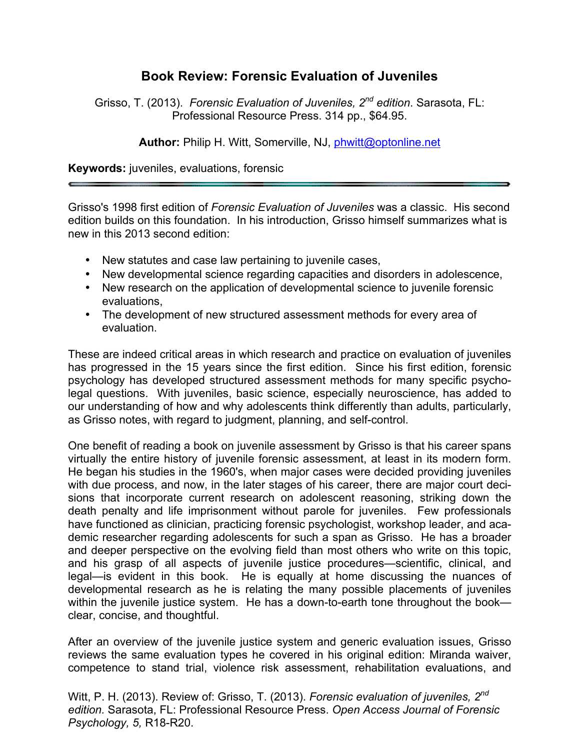# Book Review: Forensic Evaluation of Juveniles

Grisso, T. (2013). *Forensic Evaluation of Juveniles, 2nd edition*. Sarasota, FL: Professional Resource Press. 314 pp., $64.95.

**Author:** Philip H. Witt, Somerville, NJ, phwitt@optonline.net

**Keywords:** juveniles, evaluations, forensic

---

Grisso's 1998 first edition of *Forensic Evaluation of Juveniles* was a classic. His second edition builds on this foundation. In his introduction, Grisso himself summarizes what is new in this 2013 second edition:

- New statutes and case law pertaining to juvenile cases,
- New developmental science regarding capacities and disorders in adolescence,
- New research on the application of developmental science to juvenile forensic evaluations,
- The development of new structured assessment methods for every area of evaluation.

These are indeed critical areas in which research and practice on evaluation of juveniles has progressed in the 15 years since the first edition. Since his first edition, forensic psychology has developed structured assessment methods for many specific psycho-legal questions. With juveniles, basic science, especially neuroscience, has added to our understanding of how and why adolescents think differently than adults, particularly, as Grisso notes, with regard to judgment, planning, and self-control.

One benefit of reading a book on juvenile assessment by Grisso is that his career spans virtually the entire history of juvenile forensic assessment, at least in its modern form. He began his studies in the 1960's, when major cases were decided providing juveniles with due process, and now, in the later stages of his career, there are major court decisions that incorporate current research on adolescent reasoning, striking down the death penalty and life imprisonment without parole for juveniles. Few professionals have functioned as clinician, practicing forensic psychologist, workshop leader, and academic researcher regarding adolescents for such a span as Grisso. He has a broader and deeper perspective on the evolving field than most others who write on this topic, and his grasp of all aspects of juvenile justice procedures—scientific, clinical, and legal—is evident in this book. He is equally at home discussing the nuances of developmental research as he is relating the many possible placements of juveniles within the juvenile justice system. He has a down-to-earth tone throughout the book—clear, concise, and thoughtful.

After an overview of the juvenile justice system and generic evaluation issues, Grisso reviews the same evaluation types he covered in his original edition: Miranda waiver, competence to stand trial, violence risk assessment, rehabilitation evaluations, and

Witt, P. H. (2013). Review of: Grisso, T. (2013). *Forensic evaluation of juveniles, 2nd edition.* Sarasota, FL: Professional Resource Press. *Open Access Journal of Forensic Psychology, 5,* R18-R20.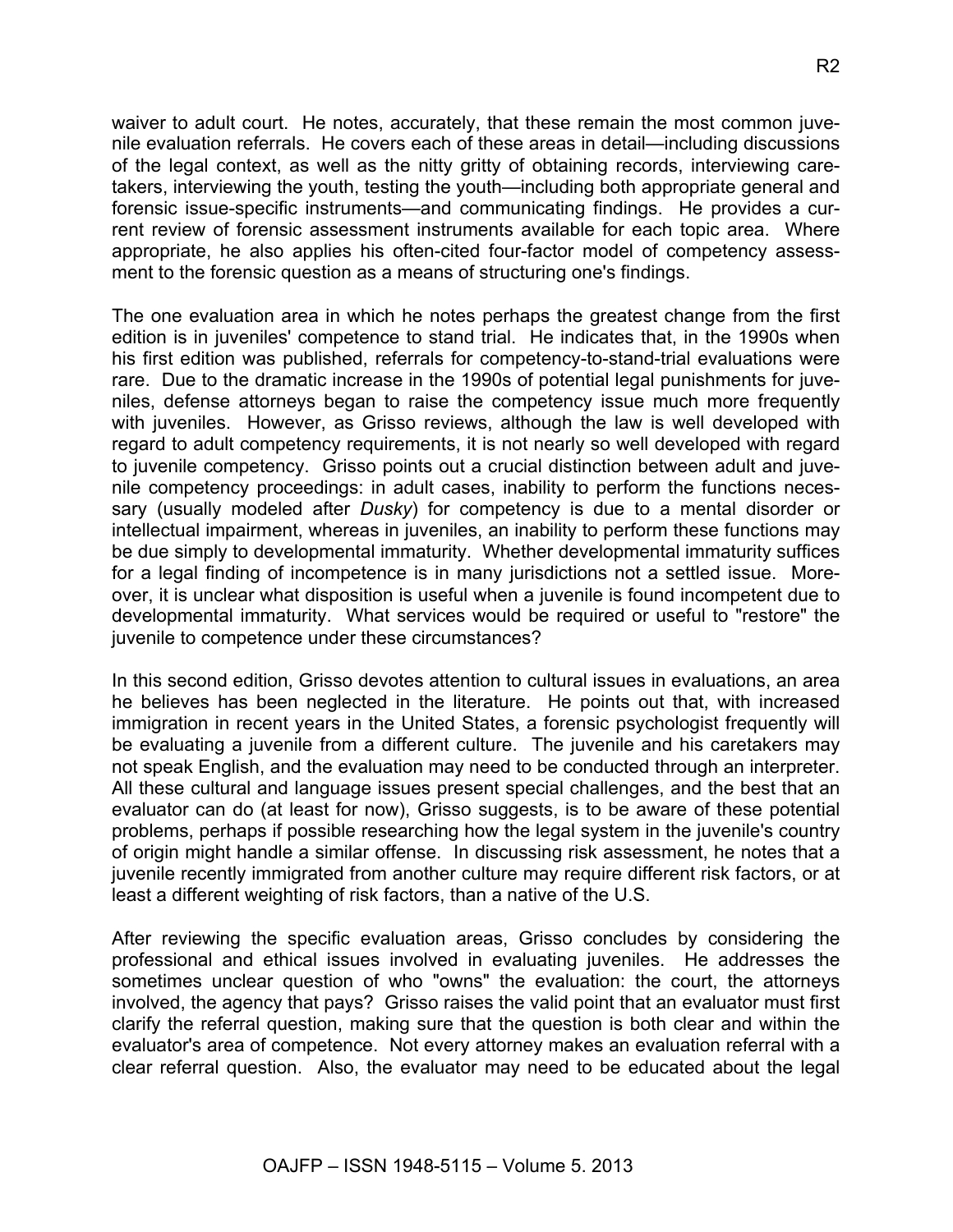waiver to adult court. He notes, accurately, that these remain the most common juvenile evaluation referrals. He covers each of these areas in detail—including discussions of the legal context, as well as the nitty gritty of obtaining records, interviewing caretakers, interviewing the youth, testing the youth—including both appropriate general and forensic issue-specific instruments—and communicating findings. He provides a current review of forensic assessment instruments available for each topic area. Where appropriate, he also applies his often-cited four-factor model of competency assessment to the forensic question as a means of structuring one's findings.

The one evaluation area in which he notes perhaps the greatest change from the first edition is in juveniles' competence to stand trial. He indicates that, in the 1990s when his first edition was published, referrals for competency-to-stand-trial evaluations were rare. Due to the dramatic increase in the 1990s of potential legal punishments for juveniles, defense attorneys began to raise the competency issue much more frequently with juveniles. However, as Grisso reviews, although the law is well developed with regard to adult competency requirements, it is not nearly so well developed with regard to juvenile competency. Grisso points out a crucial distinction between adult and juvenile competency proceedings: in adult cases, inability to perform the functions necessary (usually modeled after *Dusky*) for competency is due to a mental disorder or intellectual impairment, whereas in juveniles, an inability to perform these functions may be due simply to developmental immaturity. Whether developmental immaturity suffices for a legal finding of incompetence is in many jurisdictions not a settled issue. Moreover, it is unclear what disposition is useful when a juvenile is found incompetent due to developmental immaturity. What services would be required or useful to "restore" the juvenile to competence under these circumstances?

In this second edition, Grisso devotes attention to cultural issues in evaluations, an area he believes has been neglected in the literature. He points out that, with increased immigration in recent years in the United States, a forensic psychologist frequently will be evaluating a juvenile from a different culture. The juvenile and his caretakers may not speak English, and the evaluation may need to be conducted through an interpreter. All these cultural and language issues present special challenges, and the best that an evaluator can do (at least for now), Grisso suggests, is to be aware of these potential problems, perhaps if possible researching how the legal system in the juvenile's country of origin might handle a similar offense. In discussing risk assessment, he notes that a juvenile recently immigrated from another culture may require different risk factors, or at least a different weighting of risk factors, than a native of the U.S.

After reviewing the specific evaluation areas, Grisso concludes by considering the professional and ethical issues involved in evaluating juveniles. He addresses the sometimes unclear question of who "owns" the evaluation: the court, the attorneys involved, the agency that pays? Grisso raises the valid point that an evaluator must first clarify the referral question, making sure that the question is both clear and within the evaluator's area of competence. Not every attorney makes an evaluation referral with a clear referral question. Also, the evaluator may need to be educated about the legal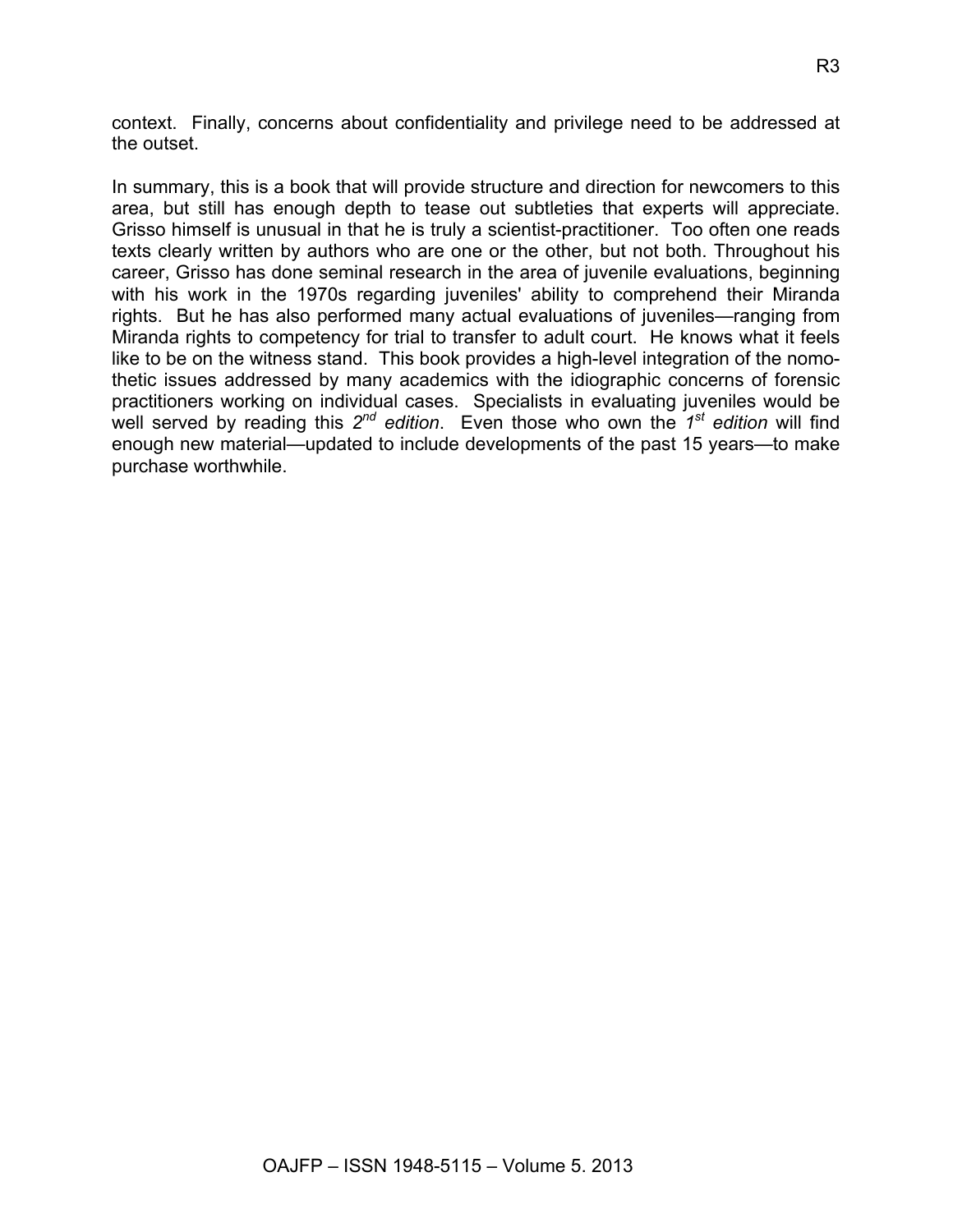context. Finally, concerns about confidentiality and privilege need to be addressed at the outset.

In summary, this is a book that will provide structure and direction for newcomers to this area, but still has enough depth to tease out subtleties that experts will appreciate. Grisso himself is unusual in that he is truly a scientist-practitioner. Too often one reads texts clearly written by authors who are one or the other, but not both. Throughout his career, Grisso has done seminal research in the area of juvenile evaluations, beginning with his work in the 1970s regarding juveniles' ability to comprehend their Miranda rights. But he has also performed many actual evaluations of juveniles—ranging from Miranda rights to competency for trial to transfer to adult court. He knows what it feels like to be on the witness stand. This book provides a high-level integration of the nomothetic issues addressed by many academics with the idiographic concerns of forensic practitioners working on individual cases. Specialists in evaluating juveniles would be well served by reading this *2nd edition*. Even those who own the *1st edition* will find enough new material—updated to include developments of the past 15 years—to make purchase worthwhile.